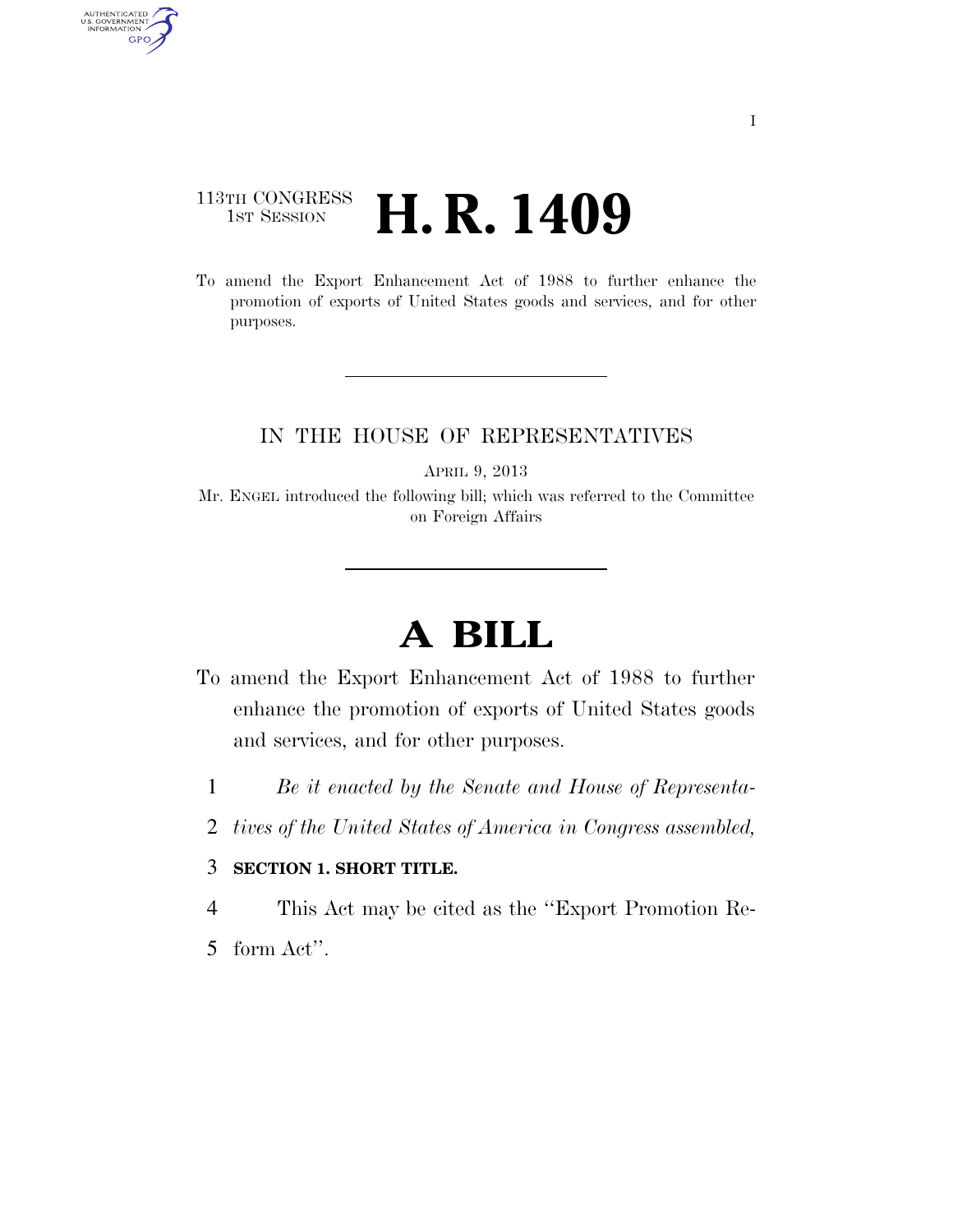113TH CONGRESS
1ST SESSION

# H. R. 1409

To amend the Export Enhancement Act of 1988 to further enhance the promotion of exports of United States goods and services, and for other purposes.

---

IN THE HOUSE OF REPRESENTATIVES

APRIL 9, 2013

Mr. ENGEL introduced the following bill; which was referred to the Committee on Foreign Affairs

---

# A BILL

To amend the Export Enhancement Act of 1988 to further enhance the promotion of exports of United States goods and services, and for other purposes.

1 *Be it enacted by the Senate and House of Representa-*
2 *tives of the United States of America in Congress assembled,*

3 **SECTION 1. SHORT TITLE.**

4 This Act may be cited as the ''Export Promotion Re-
5 form Act''.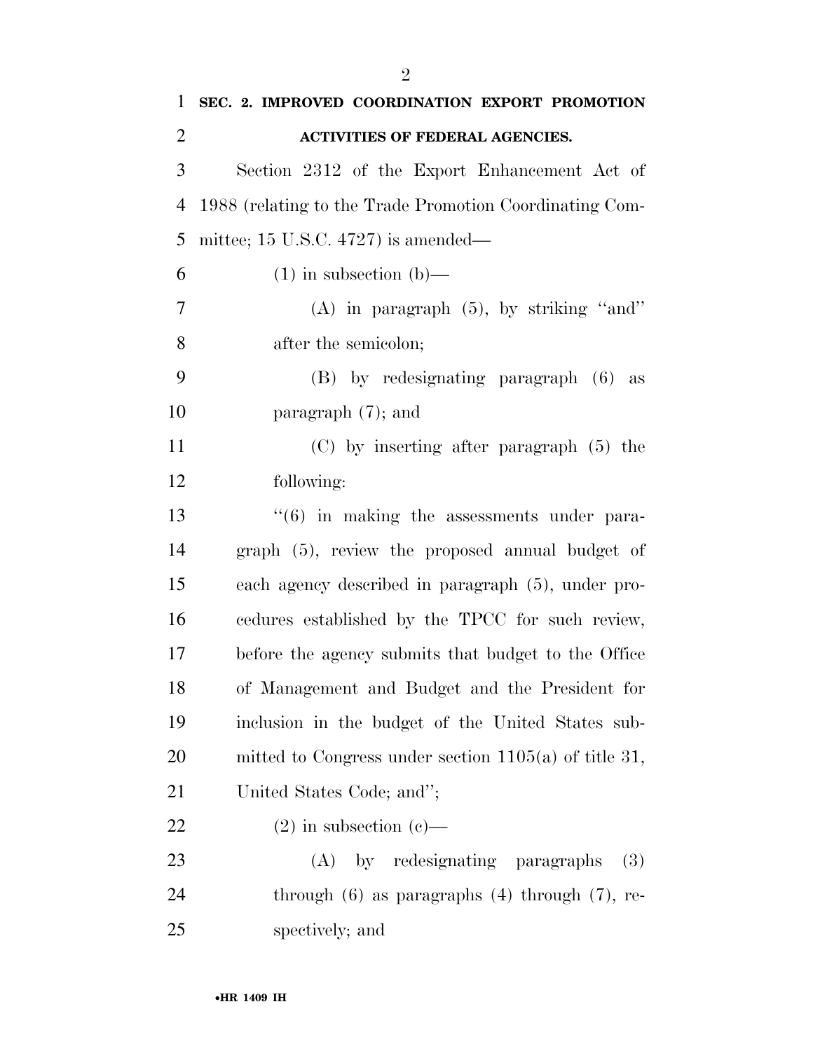**SEC. 2. IMPROVED COORDINATION EXPORT PROMOTION ACTIVITIES OF FEDERAL AGENCIES.**

Section 2312 of the Export Enhancement Act of 1988 (relating to the Trade Promotion Coordinating Committee; 15 U.S.C. 4727) is amended—

(1) in subsection (b)—

(A) in paragraph (5), by striking ''and'' after the semicolon;

(B) by redesignating paragraph (6) as paragraph (7); and

(C) by inserting after paragraph (5) the following:

''(6) in making the assessments under paragraph (5), review the proposed annual budget of each agency described in paragraph (5), under procedures established by the TPCC for such review, before the agency submits that budget to the Office of Management and Budget and the President for inclusion in the budget of the United States submitted to Congress under section 1105(a) of title 31, United States Code; and'';

(2) in subsection (c)—

(A) by redesignating paragraphs (3) through (6) as paragraphs (4) through (7), respectively; and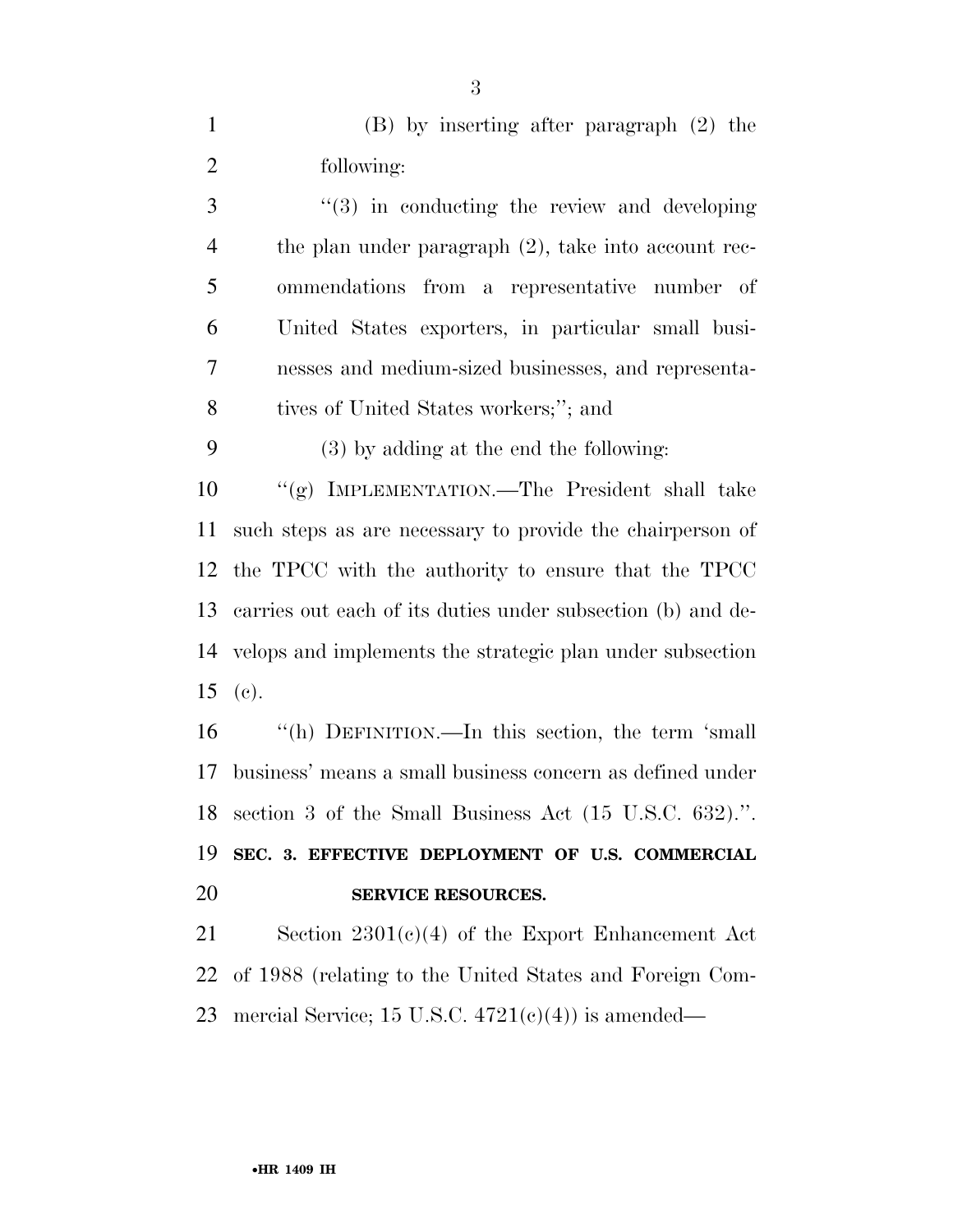(B) by inserting after paragraph (2) the following:

"(3) in conducting the review and developing the plan under paragraph (2), take into account recommendations from a representative number of United States exporters, in particular small businesses and medium-sized businesses, and representatives of United States workers;"; and

(3) by adding at the end the following:

"(g) IMPLEMENTATION.—The President shall take such steps as are necessary to provide the chairperson of the TPCC with the authority to ensure that the TPCC carries out each of its duties under subsection (b) and develops and implements the strategic plan under subsection (c).

"(h) DEFINITION.—In this section, the term 'small business' means a small business concern as defined under section 3 of the Small Business Act (15 U.S.C. 632).".

**SEC. 3. EFFECTIVE DEPLOYMENT OF U.S. COMMERCIAL SERVICE RESOURCES.**

Section 2301(c)(4) of the Export Enhancement Act of 1988 (relating to the United States and Foreign Commercial Service; 15 U.S.C. 4721(c)(4)) is amended—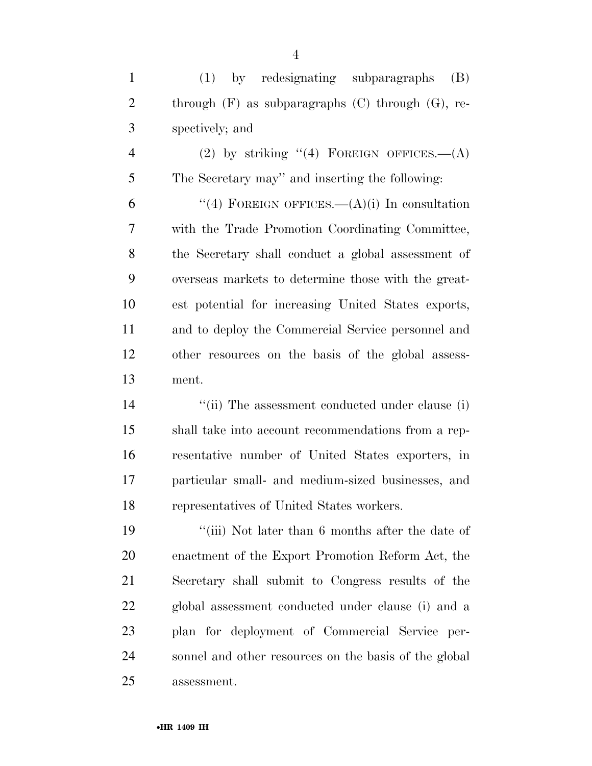(1) by redesignating subparagraphs (B) through (F) as subparagraphs (C) through (G), respectively; and

(2) by striking "(4) FOREIGN OFFICES.—(A) The Secretary may" and inserting the following:

"(4) FOREIGN OFFICES.—(A)(i) In consultation with the Trade Promotion Coordinating Committee, the Secretary shall conduct a global assessment of overseas markets to determine those with the greatest potential for increasing United States exports, and to deploy the Commercial Service personnel and other resources on the basis of the global assessment.

"(ii) The assessment conducted under clause (i) shall take into account recommendations from a representative number of United States exporters, in particular small- and medium-sized businesses, and representatives of United States workers.

"(iii) Not later than 6 months after the date of enactment of the Export Promotion Reform Act, the Secretary shall submit to Congress results of the global assessment conducted under clause (i) and a plan for deployment of Commercial Service personnel and other resources on the basis of the global assessment.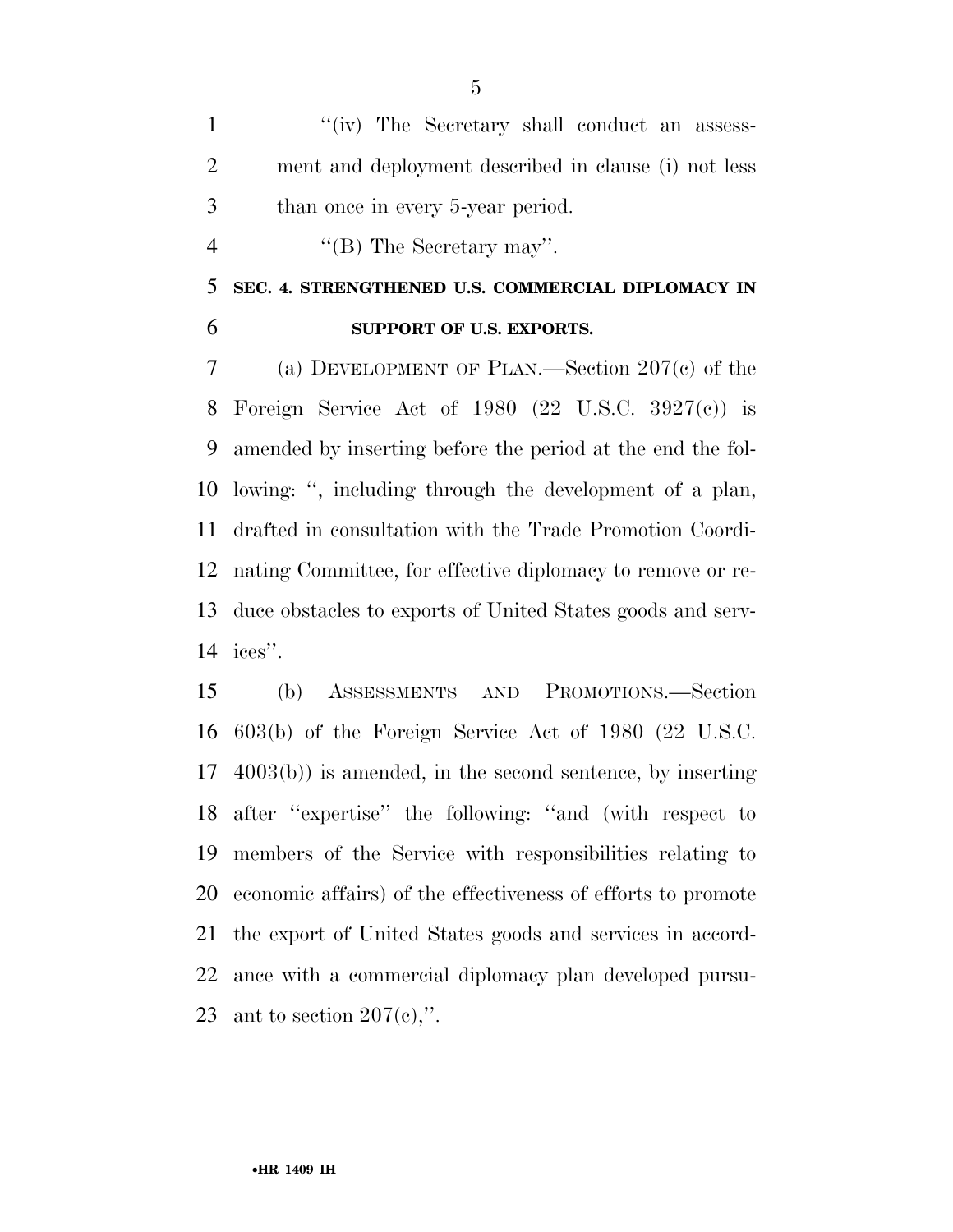"(iv) The Secretary shall conduct an assessment and deployment described in clause (i) not less than once in every 5-year period.

"(B) The Secretary may".

**SEC. 4. STRENGTHENED U.S. COMMERCIAL DIPLOMACY IN SUPPORT OF U.S. EXPORTS.**

(a) DEVELOPMENT OF PLAN.—Section 207(c) of the Foreign Service Act of 1980 (22 U.S.C. 3927(c)) is amended by inserting before the period at the end the following: ", including through the development of a plan, drafted in consultation with the Trade Promotion Coordinating Committee, for effective diplomacy to remove or reduce obstacles to exports of United States goods and services".

(b) ASSESSMENTS AND PROMOTIONS.—Section 603(b) of the Foreign Service Act of 1980 (22 U.S.C. 4003(b)) is amended, in the second sentence, by inserting after "expertise" the following: "and (with respect to members of the Service with responsibilities relating to economic affairs) of the effectiveness of efforts to promote the export of United States goods and services in accordance with a commercial diplomacy plan developed pursuant to section 207(c),".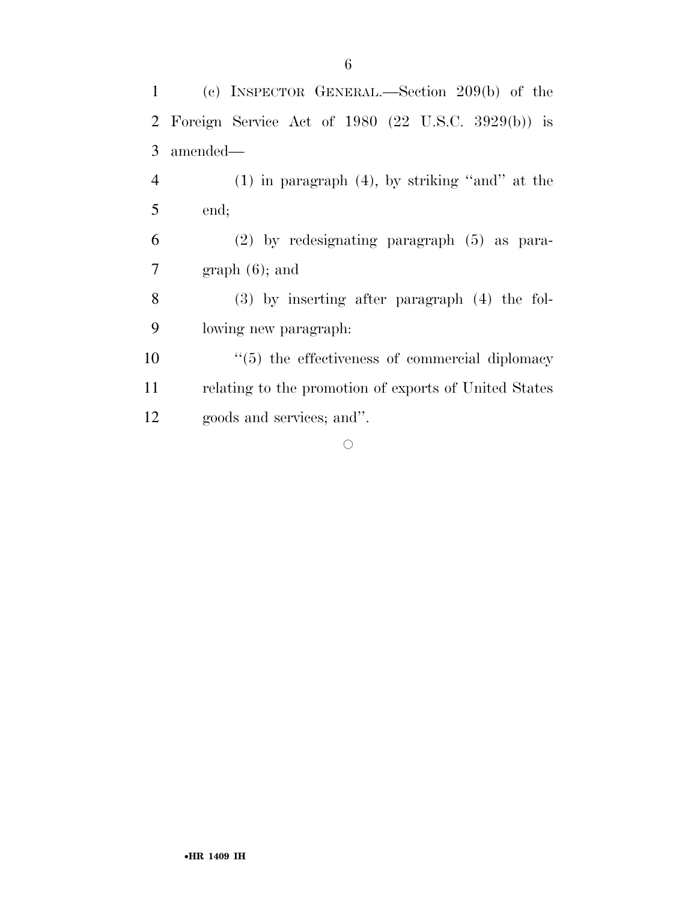(c) INSPECTOR GENERAL.—Section 209(b) of the Foreign Service Act of 1980 (22 U.S.C. 3929(b)) is amended—

(1) in paragraph (4), by striking ''and'' at the end;

(2) by redesignating paragraph (5) as paragraph (6); and

(3) by inserting after paragraph (4) the following new paragraph:

''(5) the effectiveness of commercial diplomacy relating to the promotion of exports of United States goods and services; and''.